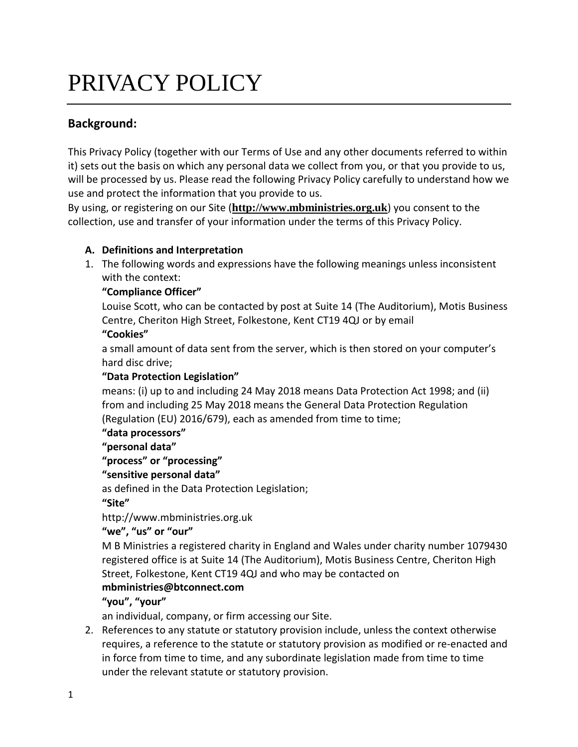# PRIVACY POLICY

## Background:

This Privacy Policy (together with our Terms of Use and any other documents referred to within it) sets out the basis on which any personal data we collect from you, or that you provide to us, will be processed by us. Please read the following Privacy Policy carefully to understand how we use and protect the information that you provide to us.
By using, or registering on our Site (**http://www.mbministries.org.uk**) you consent to the collection, use and transfer of your information under the terms of this Privacy Policy.

**A. Definitions and Interpretation**

1. The following words and expressions have the following meanings unless inconsistent with the context:

   **"Compliance Officer"**
   Louise Scott, who can be contacted by post at Suite 14 (The Auditorium), Motis Business Centre, Cheriton High Street, Folkestone, Kent CT19 4QJ or by email

   **"Cookies"**
   a small amount of data sent from the server, which is then stored on your computer's hard disc drive;

   **"Data Protection Legislation"**
   means: (i) up to and including 24 May 2018 means Data Protection Act 1998; and (ii) from and including 25 May 2018 means the General Data Protection Regulation (Regulation (EU) 2016/679), each as amended from time to time;

   **"data processors"**
   **"personal data"**
   **"process" or "processing"**
   **"sensitive personal data"**
   as defined in the Data Protection Legislation;

   **"Site"**
   http://www.mbministries.org.uk

   **"we", "us" or "our"**
   M B Ministries a registered charity in England and Wales under charity number 1079430 registered office is at Suite 14 (The Auditorium), Motis Business Centre, Cheriton High Street, Folkestone, Kent CT19 4QJ and who may be contacted on **mbministries@btconnect.com**

   **"you", "your"**
   an individual, company, or firm accessing our Site.

2. References to any statute or statutory provision include, unless the context otherwise requires, a reference to the statute or statutory provision as modified or re-enacted and in force from time to time, and any subordinate legislation made from time to time under the relevant statute or statutory provision.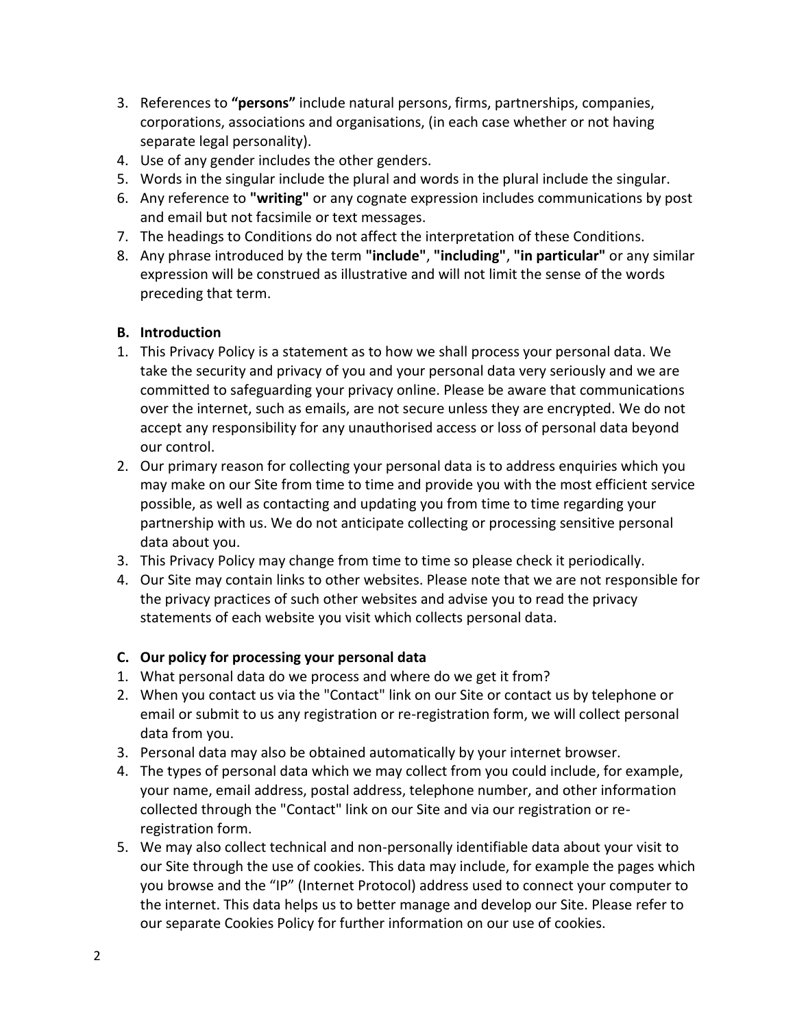3. References to **"persons"** include natural persons, firms, partnerships, companies, corporations, associations and organisations, (in each case whether or not having separate legal personality).
4. Use of any gender includes the other genders.
5. Words in the singular include the plural and words in the plural include the singular.
6. Any reference to **"writing"** or any cognate expression includes communications by post and email but not facsimile or text messages.
7. The headings to Conditions do not affect the interpretation of these Conditions.
8. Any phrase introduced by the term **"include"**, **"including"**, **"in particular"** or any similar expression will be construed as illustrative and will not limit the sense of the words preceding that term.

**B. Introduction**

1. This Privacy Policy is a statement as to how we shall process your personal data. We take the security and privacy of you and your personal data very seriously and we are committed to safeguarding your privacy online. Please be aware that communications over the internet, such as emails, are not secure unless they are encrypted. We do not accept any responsibility for any unauthorised access or loss of personal data beyond our control.
2. Our primary reason for collecting your personal data is to address enquiries which you may make on our Site from time to time and provide you with the most efficient service possible, as well as contacting and updating you from time to time regarding your partnership with us. We do not anticipate collecting or processing sensitive personal data about you.
3. This Privacy Policy may change from time to time so please check it periodically.
4. Our Site may contain links to other websites. Please note that we are not responsible for the privacy practices of such other websites and advise you to read the privacy statements of each website you visit which collects personal data.

**C. Our policy for processing your personal data**

1. What personal data do we process and where do we get it from?
2. When you contact us via the "Contact" link on our Site or contact us by telephone or email or submit to us any registration or re-registration form, we will collect personal data from you.
3. Personal data may also be obtained automatically by your internet browser.
4. The types of personal data which we may collect from you could include, for example, your name, email address, postal address, telephone number, and other information collected through the "Contact" link on our Site and via our registration or re-registration form.
5. We may also collect technical and non-personally identifiable data about your visit to our Site through the use of cookies. This data may include, for example the pages which you browse and the "IP" (Internet Protocol) address used to connect your computer to the internet. This data helps us to better manage and develop our Site. Please refer to our separate Cookies Policy for further information on our use of cookies.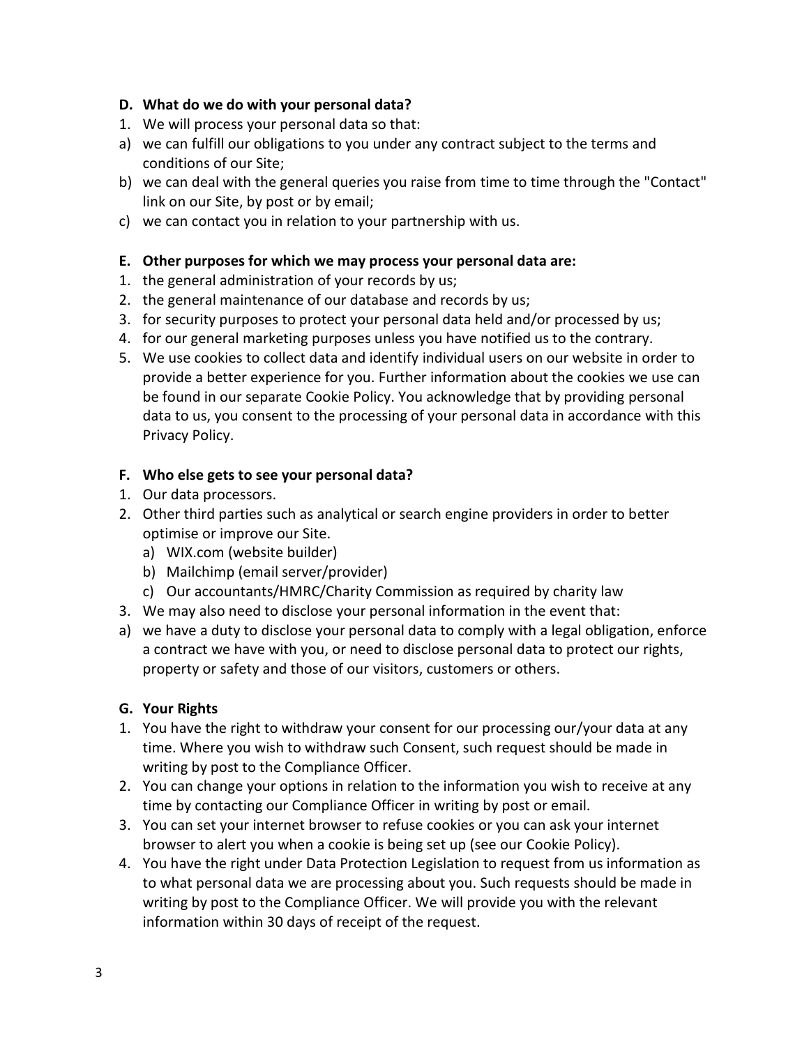### D. What do we do with your personal data?

1. We will process your personal data so that:

a) we can fulfill our obligations to you under any contract subject to the terms and conditions of our Site;

b) we can deal with the general queries you raise from time to time through the "Contact" link on our Site, by post or by email;

c) we can contact you in relation to your partnership with us.

### E. Other purposes for which we may process your personal data are:

1. the general administration of your records by us;
2. the general maintenance of our database and records by us;
3. for security purposes to protect your personal data held and/or processed by us;
4. for our general marketing purposes unless you have notified us to the contrary.
5. We use cookies to collect data and identify individual users on our website in order to provide a better experience for you. Further information about the cookies we use can be found in our separate Cookie Policy. You acknowledge that by providing personal data to us, you consent to the processing of your personal data in accordance with this Privacy Policy.

### F. Who else gets to see your personal data?

1. Our data processors.
2. Other third parties such as analytical or search engine providers in order to better optimise or improve our Site.
   a) WIX.com (website builder)
   b) Mailchimp (email server/provider)
   c) Our accountants/HMRC/Charity Commission as required by charity law
3. We may also need to disclose your personal information in the event that:

a) we have a duty to disclose your personal data to comply with a legal obligation, enforce a contract we have with you, or need to disclose personal data to protect our rights, property or safety and those of our visitors, customers or others.

### G. Your Rights

1. You have the right to withdraw your consent for our processing our/your data at any time. Where you wish to withdraw such Consent, such request should be made in writing by post to the Compliance Officer.
2. You can change your options in relation to the information you wish to receive at any time by contacting our Compliance Officer in writing by post or email.
3. You can set your internet browser to refuse cookies or you can ask your internet browser to alert you when a cookie is being set up (see our Cookie Policy).
4. You have the right under Data Protection Legislation to request from us information as to what personal data we are processing about you. Such requests should be made in writing by post to the Compliance Officer. We will provide you with the relevant information within 30 days of receipt of the request.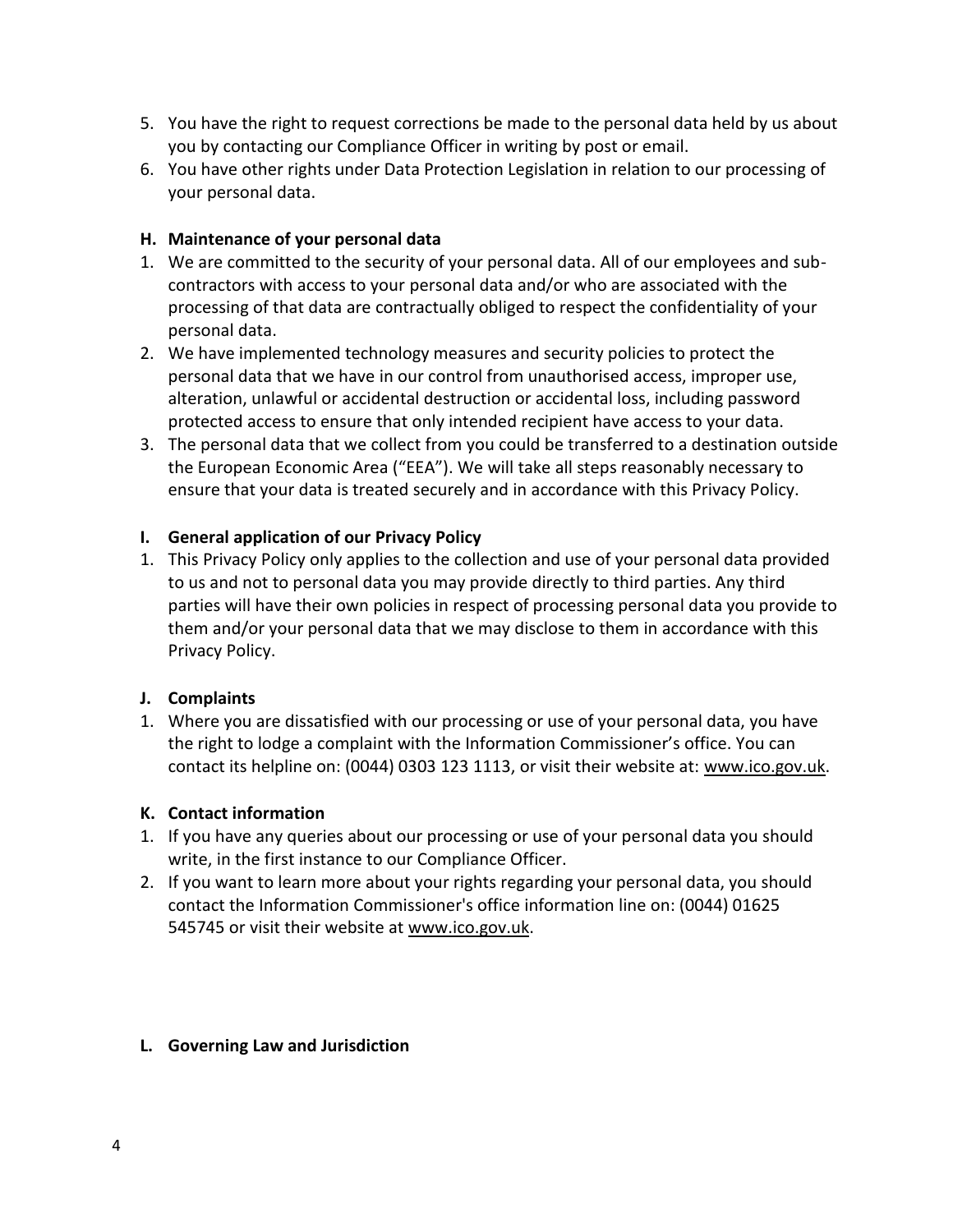5. You have the right to request corrections be made to the personal data held by us about you by contacting our Compliance Officer in writing by post or email.
6. You have other rights under Data Protection Legislation in relation to our processing of your personal data.

**H. Maintenance of your personal data**

1. We are committed to the security of your personal data. All of our employees and sub-contractors with access to your personal data and/or who are associated with the processing of that data are contractually obliged to respect the confidentiality of your personal data.
2. We have implemented technology measures and security policies to protect the personal data that we have in our control from unauthorised access, improper use, alteration, unlawful or accidental destruction or accidental loss, including password protected access to ensure that only intended recipient have access to your data.
3. The personal data that we collect from you could be transferred to a destination outside the European Economic Area ("EEA"). We will take all steps reasonably necessary to ensure that your data is treated securely and in accordance with this Privacy Policy.

**I. General application of our Privacy Policy**

1. This Privacy Policy only applies to the collection and use of your personal data provided to us and not to personal data you may provide directly to third parties. Any third parties will have their own policies in respect of processing personal data you provide to them and/or your personal data that we may disclose to them in accordance with this Privacy Policy.

**J. Complaints**

1. Where you are dissatisfied with our processing or use of your personal data, you have the right to lodge a complaint with the Information Commissioner's office. You can contact its helpline on: (0044) 0303 123 1113, or visit their website at: www.ico.gov.uk.

**K. Contact information**

1. If you have any queries about our processing or use of your personal data you should write, in the first instance to our Compliance Officer.
2. If you want to learn more about your rights regarding your personal data, you should contact the Information Commissioner's office information line on: (0044) 01625 545745 or visit their website at www.ico.gov.uk.

**L. Governing Law and Jurisdiction**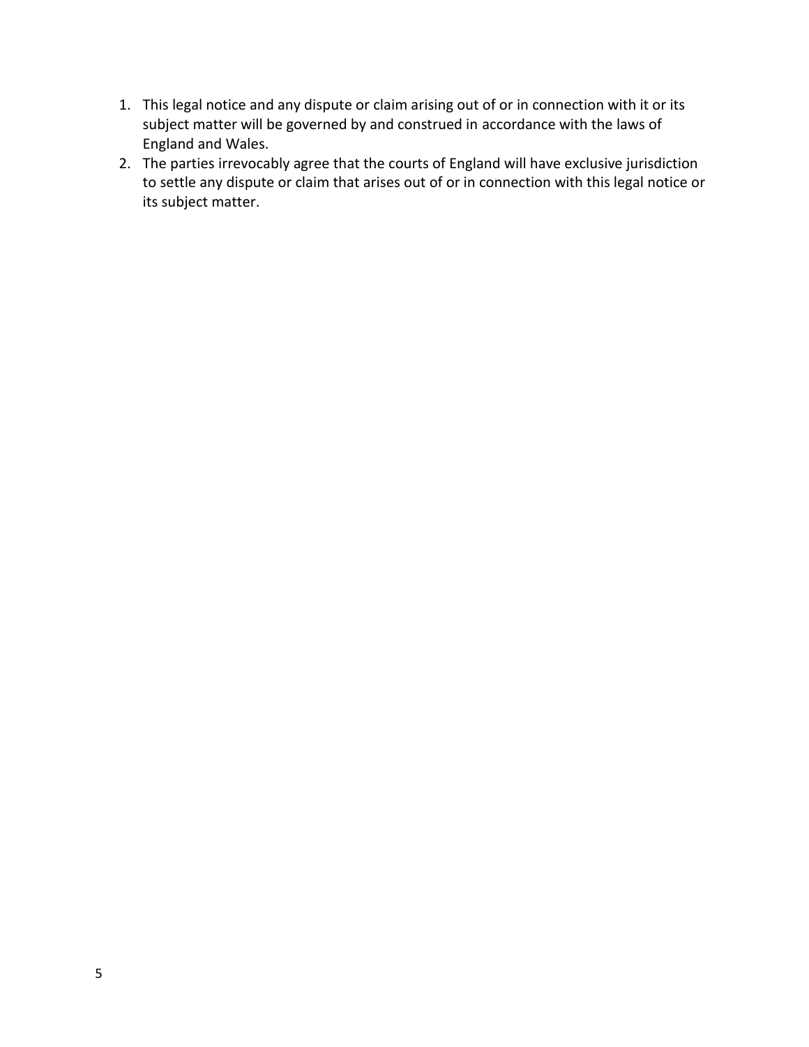1. This legal notice and any dispute or claim arising out of or in connection with it or its subject matter will be governed by and construed in accordance with the laws of England and Wales.
2. The parties irrevocably agree that the courts of England will have exclusive jurisdiction to settle any dispute or claim that arises out of or in connection with this legal notice or its subject matter.